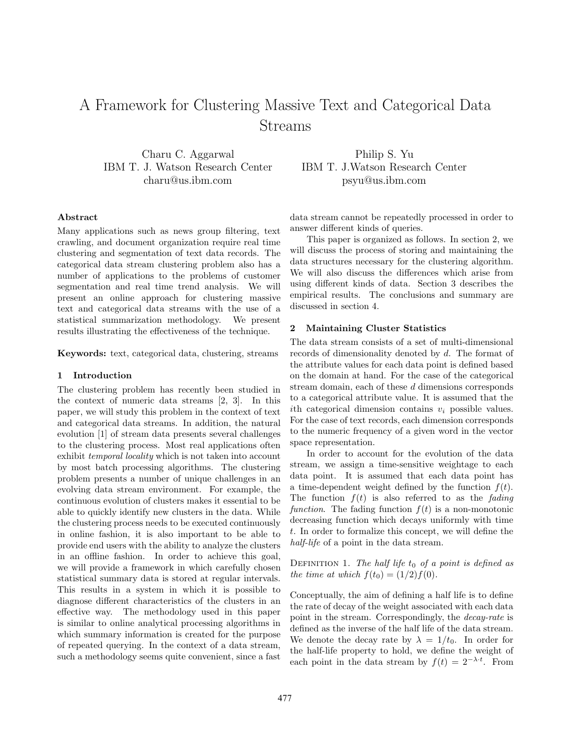# A Framework for Clustering Massive Text and Categorical Data Streams

Charu C. Aggarwal
IBM T. J. Watson Research Center
charu@us.ibm.com

Philip S. Yu
IBM T. J.Watson Research Center
psyu@us.ibm.com

**Abstract**

Many applications such as news group filtering, text crawling, and document organization require real time clustering and segmentation of text data records. The categorical data stream clustering problem also has a number of applications to the problems of customer segmentation and real time trend analysis. We will present an online approach for clustering massive text and categorical data streams with the use of a statistical summarization methodology. We present results illustrating the effectiveness of the technique.

**Keywords:** text, categorical data, clustering, streams

## 1 Introduction

The clustering problem has recently been studied in the context of numeric data streams [2, 3]. In this paper, we will study this problem in the context of text and categorical data streams. In addition, the natural evolution [1] of stream data presents several challenges to the clustering process. Most real applications often exhibit *temporal locality* which is not taken into account by most batch processing algorithms. The clustering problem presents a number of unique challenges in an evolving data stream environment. For example, the continuous evolution of clusters makes it essential to be able to quickly identify new clusters in the data. While the clustering process needs to be executed continuously in online fashion, it is also important to be able to provide end users with the ability to analyze the clusters in an offline fashion. In order to achieve this goal, we will provide a framework in which carefully chosen statistical summary data is stored at regular intervals. This results in a system in which it is possible to diagnose different characteristics of the clusters in an effective way. The methodology used in this paper is similar to online analytical processing algorithms in which summary information is created for the purpose of repeated querying. In the context of a data stream, such a methodology seems quite convenient, since a fast data stream cannot be repeatedly processed in order to answer different kinds of queries.

This paper is organized as follows. In section 2, we will discuss the process of storing and maintaining the data structures necessary for the clustering algorithm. We will also discuss the differences which arise from using different kinds of data. Section 3 describes the empirical results. The conclusions and summary are discussed in section 4.

## 2 Maintaining Cluster Statistics

The data stream consists of a set of multi-dimensional records of dimensionality denoted by $d$. The format of the attribute values for each data point is defined based on the domain at hand. For the case of the categorical stream domain, each of these $d$ dimensions corresponds to a categorical attribute value. It is assumed that the $i$th categorical dimension contains $v_i$ possible values. For the case of text records, each dimension corresponds to the numeric frequency of a given word in the vector space representation.

In order to account for the evolution of the data stream, we assign a time-sensitive weightage to each data point. It is assumed that each data point has a time-dependent weight defined by the function $f(t)$. The function $f(t)$ is also referred to as the *fading function*. The fading function $f(t)$ is a non-monotonic decreasing function which decays uniformly with time $t$. In order to formalize this concept, we will define the *half-life* of a point in the data stream.

DEFINITION 1. *The half life $t_0$ of a point is defined as the time at which $f(t_0) = (1/2)f(0)$.*

Conceptually, the aim of defining a half life is to define the rate of decay of the weight associated with each data point in the stream. Correspondingly, the *decay-rate* is defined as the inverse of the half life of the data stream. We denote the decay rate by $\lambda = 1/t_0$. In order for the half-life property to hold, we define the weight of each point in the data stream by $f(t) = 2^{-\lambda \cdot t}$. From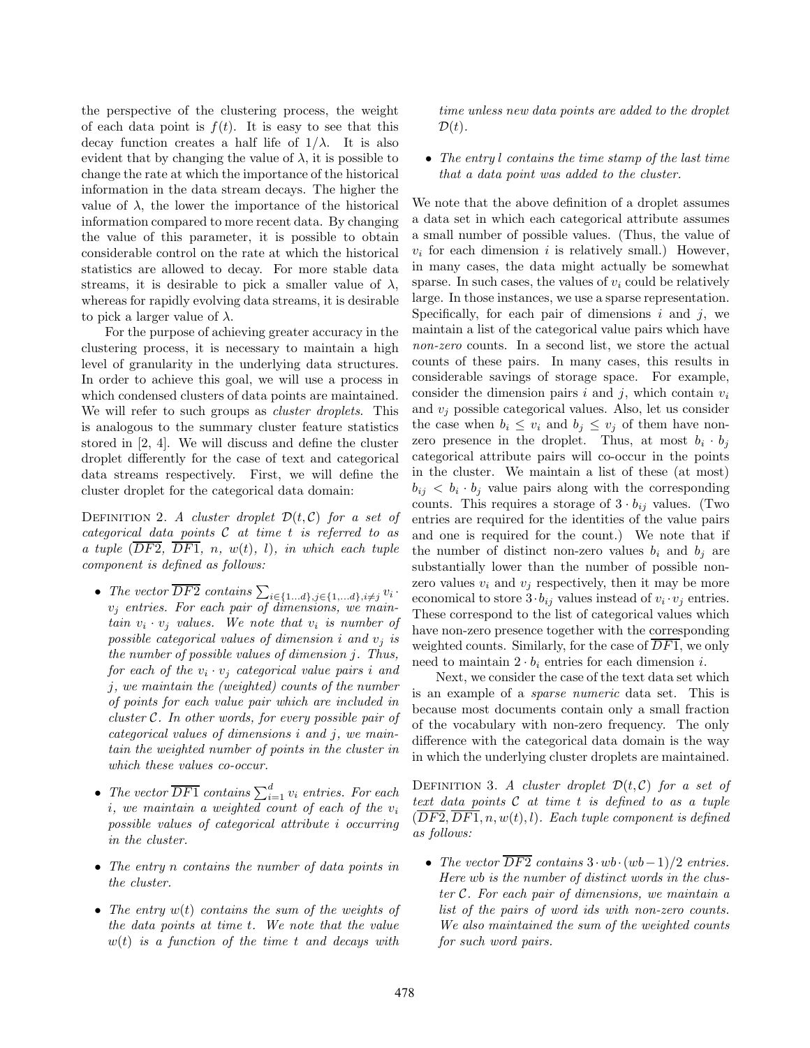the perspective of the clustering process, the weight of each data point is $f(t)$. It is easy to see that this decay function creates a half life of $1/\lambda$. It is also evident that by changing the value of $\lambda$, it is possible to change the rate at which the importance of the historical information in the data stream decays. The higher the value of $\lambda$, the lower the importance of the historical information compared to more recent data. By changing the value of this parameter, it is possible to obtain considerable control on the rate at which the historical statistics are allowed to decay. For more stable data streams, it is desirable to pick a smaller value of $\lambda$, whereas for rapidly evolving data streams, it is desirable to pick a larger value of $\lambda$.

For the purpose of achieving greater accuracy in the clustering process, it is necessary to maintain a high level of granularity in the underlying data structures. In order to achieve this goal, we will use a process in which condensed clusters of data points are maintained. We will refer to such groups as *cluster droplets*. This is analogous to the summary cluster feature statistics stored in [2, 4]. We will discuss and define the cluster droplet differently for the case of text and categorical data streams respectively. First, we will define the cluster droplet for the categorical data domain:

Definition 2. *A cluster droplet $\mathcal{D}(t, \mathcal{C})$ for a set of categorical data points $\mathcal{C}$ at time $t$ is referred to as a tuple ($\overline{DF2}$, $\overline{DF1}$, $n$, $w(t)$, $l$), in which each tuple component is defined as follows:*

- *The vector $\overline{DF2}$ contains $\sum_{i \in \{1 \ldots d\}, j \in \{1, \ldots d\}, i \neq j} v_i \cdot v_j$ entries. For each pair of dimensions, we maintain $v_i \cdot v_j$ values. We note that $v_i$ is number of possible categorical values of dimension $i$ and $v_j$ is the number of possible values of dimension $j$. Thus, for each of the $v_i \cdot v_j$ categorical value pairs $i$ and $j$, we maintain the (weighted) counts of the number of points for each value pair which are included in cluster $\mathcal{C}$. In other words, for every possible pair of categorical values of dimensions $i$ and $j$, we maintain the weighted number of points in the cluster in which these values co-occur.*
- *The vector $\overline{DF1}$ contains $\sum_{i=1}^{d} v_i$ entries. For each $i$, we maintain a weighted count of each of the $v_i$ possible values of categorical attribute $i$ occurring in the cluster.*
- *The entry $n$ contains the number of data points in the cluster.*
- *The entry $w(t)$ contains the sum of the weights of the data points at time $t$. We note that the value $w(t)$ is a function of the time $t$ and decays with time unless new data points are added to the droplet $\mathcal{D}(t)$.*
- *The entry $l$ contains the time stamp of the last time that a data point was added to the cluster.*

We note that the above definition of a droplet assumes a data set in which each categorical attribute assumes a small number of possible values. (Thus, the value of $v_i$ for each dimension $i$ is relatively small.) However, in many cases, the data might actually be somewhat sparse. In such cases, the values of $v_i$ could be relatively large. In those instances, we use a sparse representation. Specifically, for each pair of dimensions $i$ and $j$, we maintain a list of the categorical value pairs which have *non-zero* counts. In a second list, we store the actual counts of these pairs. In many cases, this results in considerable savings of storage space. For example, consider the dimension pairs $i$ and $j$, which contain $v_i$ and $v_j$ possible categorical values. Also, let us consider the case when $b_i \leq v_i$ and $b_j \leq v_j$ of them have non-zero presence in the droplet. Thus, at most $b_i \cdot b_j$ categorical attribute pairs will co-occur in the points in the cluster. We maintain a list of these (at most) $b_{ij} < b_i \cdot b_j$ value pairs along with the corresponding counts. This requires a storage of $3 \cdot b_{ij}$ values. (Two entries are required for the identities of the value pairs and one is required for the count.) We note that if the number of distinct non-zero values $b_i$ and $b_j$ are substantially lower than the number of possible non-zero values $v_i$ and $v_j$ respectively, then it may be more economical to store $3 \cdot b_{ij}$ values instead of $v_i \cdot v_j$ entries. These correspond to the list of categorical values which have non-zero presence together with the corresponding weighted counts. Similarly, for the case of $\overline{DF1}$, we only need to maintain $2 \cdot b_i$ entries for each dimension $i$.

Next, we consider the case of the text data set which is an example of a *sparse numeric* data set. This is because most documents contain only a small fraction of the vocabulary with non-zero frequency. The only difference with the categorical data domain is the way in which the underlying cluster droplets are maintained.

Definition 3. *A cluster droplet $\mathcal{D}(t, \mathcal{C})$ for a set of text data points $\mathcal{C}$ at time $t$ is defined to as a tuple $(\overline{DF2}, \overline{DF1}, n, w(t), l)$. Each tuple component is defined as follows:*

- *The vector $\overline{DF2}$ contains $3 \cdot wb \cdot (wb - 1)/2$ entries. Here $wb$ is the number of distinct words in the cluster $\mathcal{C}$. For each pair of dimensions, we maintain a list of the pairs of word ids with non-zero counts. We also maintained the sum of the weighted counts for such word pairs.*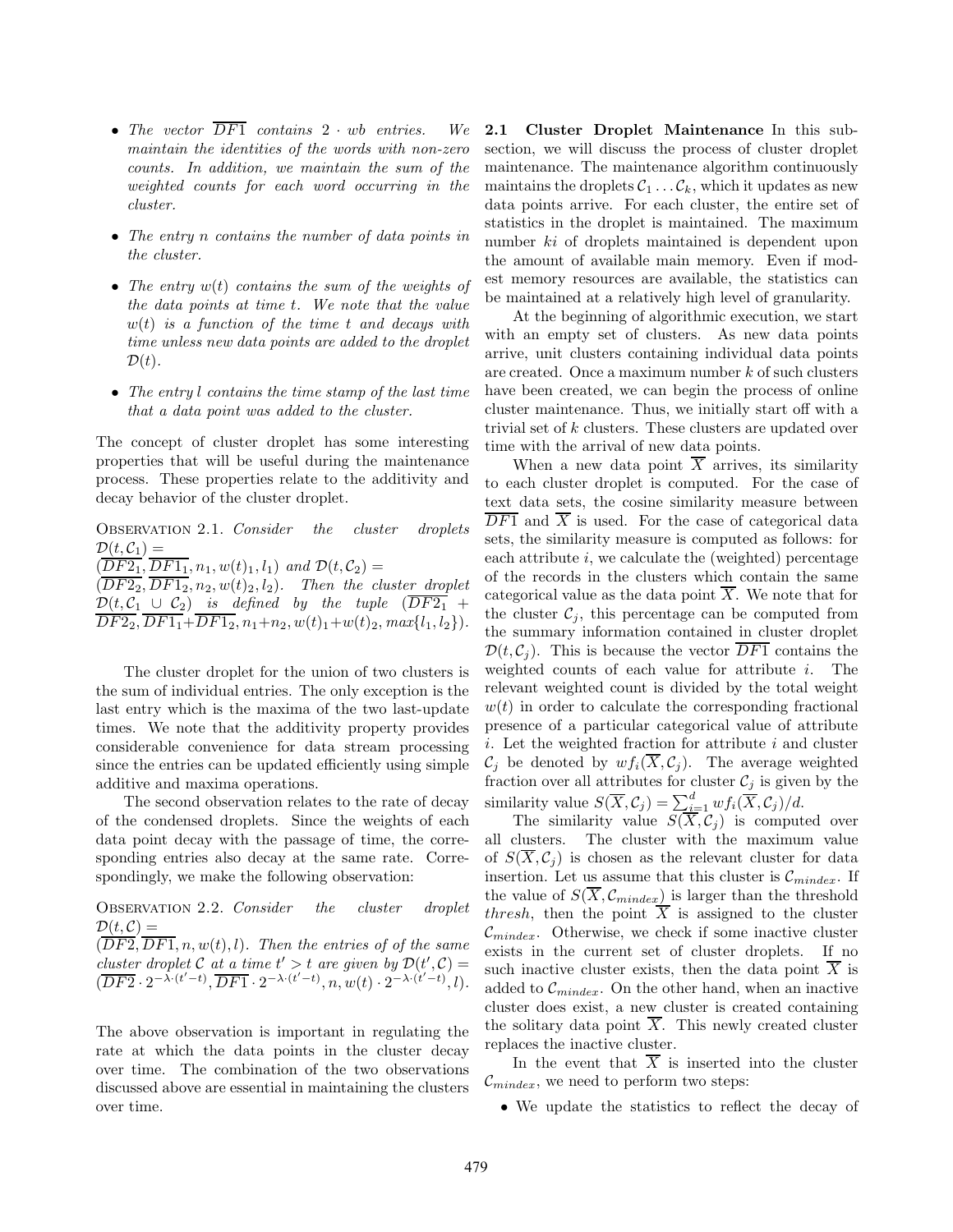- *The vector $\overline{DF1}$ contains $2 \cdot wb$ entries. We maintain the identities of the words with non-zero counts. In addition, we maintain the sum of the weighted counts for each word occurring in the cluster.*

- *The entry $n$ contains the number of data points in the cluster.*

- *The entry $w(t)$ contains the sum of the weights of the data points at time $t$. We note that the value $w(t)$ is a function of the time $t$ and decays with time unless new data points are added to the droplet $\mathcal{D}(t)$.*

- *The entry $l$ contains the time stamp of the last time that a data point was added to the cluster.*

The concept of cluster droplet has some interesting properties that will be useful during the maintenance process. These properties relate to the additivity and decay behavior of the cluster droplet.

Observation 2.1. *Consider the cluster droplets $\mathcal{D}(t, \mathcal{C}_1) = (\overline{DF2_1}, \overline{DF1_1}, n_1, w(t)_1, l_1)$ and $\mathcal{D}(t, \mathcal{C}_2) = (\overline{DF2_2}, \overline{DF1_2}, n_2, w(t)_2, l_2)$. Then the cluster droplet $\mathcal{D}(t, \mathcal{C}_1 \cup \mathcal{C}_2)$ is defined by the tuple $(\overline{DF2_1} + \overline{DF2_2}, \overline{DF1_1} + \overline{DF1_2}, n_1 + n_2, w(t)_1 + w(t)_2, max\{l_1, l_2\})$.*

The cluster droplet for the union of two clusters is the sum of individual entries. The only exception is the last entry which is the maxima of the two last-update times. We note that the additivity property provides considerable convenience for data stream processing since the entries can be updated efficiently using simple additive and maxima operations.

The second observation relates to the rate of decay of the condensed droplets. Since the weights of each data point decay with the passage of time, the corresponding entries also decay at the same rate. Correspondingly, we make the following observation:

Observation 2.2. *Consider the cluster droplet $\mathcal{D}(t, \mathcal{C}) = (\overline{DF2}, \overline{DF1}, n, w(t), l)$. Then the entries of of the same cluster droplet $\mathcal{C}$ at a time $t' > t$ are given by $\mathcal{D}(t', \mathcal{C}) = (\overline{DF2} \cdot 2^{-\lambda \cdot (t'-t)}, \overline{DF1} \cdot 2^{-\lambda \cdot (t'-t)}, n, w(t) \cdot 2^{-\lambda \cdot (t'-t)}, l)$.*

The above observation is important in regulating the rate at which the data points in the cluster decay over time. The combination of the two observations discussed above are essential in maintaining the clusters over time.

**2.1 Cluster Droplet Maintenance** In this subsection, we will discuss the process of cluster droplet maintenance. The maintenance algorithm continuously maintains the droplets $\mathcal{C}_1 \ldots \mathcal{C}_k$, which it updates as new data points arrive. For each cluster, the entire set of statistics in the droplet is maintained. The maximum number $ki$ of droplets maintained is dependent upon the amount of available main memory. Even if modest memory resources are available, the statistics can be maintained at a relatively high level of granularity.

At the beginning of algorithmic execution, we start with an empty set of clusters. As new data points arrive, unit clusters containing individual data points are created. Once a maximum number $k$ of such clusters have been created, we can begin the process of online cluster maintenance. Thus, we initially start off with a trivial set of $k$ clusters. These clusters are updated over time with the arrival of new data points.

When a new data point $\overline{X}$ arrives, its similarity to each cluster droplet is computed. For the case of text data sets, the cosine similarity measure between $\overline{DF1}$ and $\overline{X}$ is used. For the case of categorical data sets, the similarity measure is computed as follows: for each attribute $i$, we calculate the (weighted) percentage of the records in the clusters which contain the same categorical value as the data point $\overline{X}$. We note that for the cluster $\mathcal{C}_j$, this percentage can be computed from the summary information contained in cluster droplet $\mathcal{D}(t, \mathcal{C}_j)$. This is because the vector $\overline{DF1}$ contains the weighted counts of each value for attribute $i$. The relevant weighted count is divided by the total weight $w(t)$ in order to calculate the corresponding fractional presence of a particular categorical value of attribute $i$. Let the weighted fraction for attribute $i$ and cluster $\mathcal{C}_j$ be denoted by $wf_i(\overline{X}, \mathcal{C}_j)$. The average weighted fraction over all attributes for cluster $\mathcal{C}_j$ is given by the similarity value $S(\overline{X}, \mathcal{C}_j) = \sum_{i=1}^{d} wf_i(\overline{X}, \mathcal{C}_j)/d$.

The similarity value $S(\overline{X}, \mathcal{C}_j)$ is computed over all clusters. The cluster with the maximum value of $S(\overline{X}, \mathcal{C}_j)$ is chosen as the relevant cluster for data insertion. Let us assume that this cluster is $\mathcal{C}_{mindex}$. If the value of $S(\overline{X}, \mathcal{C}_{mindex})$ is larger than the threshold $thresh$, then the point $\overline{X}$ is assigned to the cluster $\mathcal{C}_{mindex}$. Otherwise, we check if some inactive cluster exists in the current set of cluster droplets. If no such inactive cluster exists, then the data point $\overline{X}$ is added to $\mathcal{C}_{mindex}$. On the other hand, when an inactive cluster does exist, a new cluster is created containing the solitary data point $\overline{X}$. This newly created cluster replaces the inactive cluster.

In the event that $\overline{X}$ is inserted into the cluster $\mathcal{C}_{mindex}$, we need to perform two steps:

- We update the statistics to reflect the decay of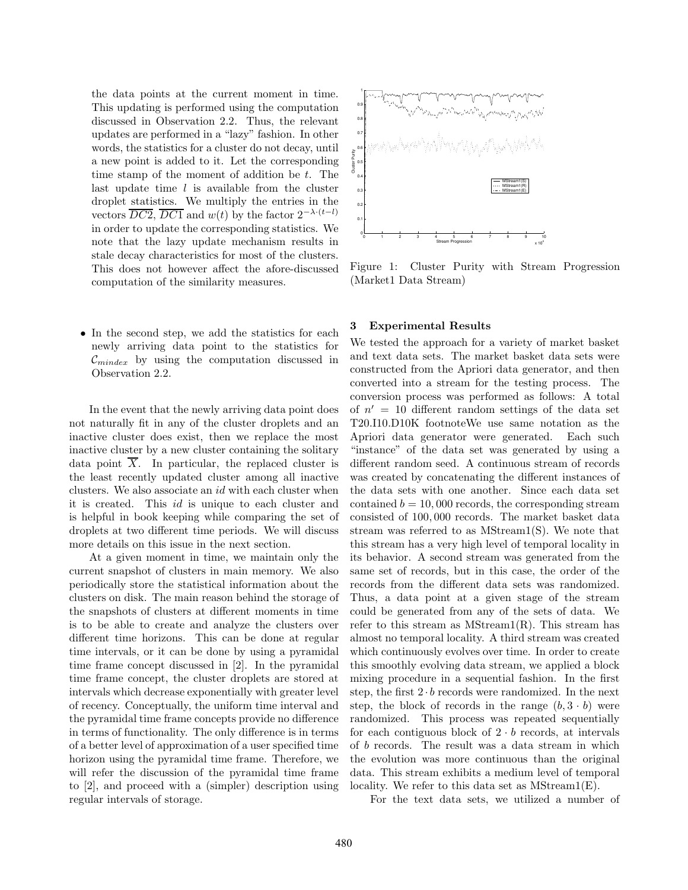the data points at the current moment in time. This updating is performed using the computation discussed in Observation 2.2. Thus, the relevant updates are performed in a "lazy" fashion. In other words, the statistics for a cluster do not decay, until a new point is added to it. Let the corresponding time stamp of the moment of addition be $t$. The last update time $l$ is available from the cluster droplet statistics. We multiply the entries in the vectors $\overline{DC2}$, $\overline{DC1}$ and $w(t)$ by the factor $2^{-\lambda \cdot (t-l)}$ in order to update the corresponding statistics. We note that the lazy update mechanism results in stale decay characteristics for most of the clusters. This does not however affect the afore-discussed computation of the similarity measures.

- In the second step, we add the statistics for each newly arriving data point to the statistics for $\mathcal{C}_{mindex}$ by using the computation discussed in Observation 2.2.

In the event that the newly arriving data point does not naturally fit in any of the cluster droplets and an inactive cluster does exist, then we replace the most inactive cluster by a new cluster containing the solitary data point $\overline{X}$. In particular, the replaced cluster is the least recently updated cluster among all inactive clusters. We also associate an *id* with each cluster when it is created. This *id* is unique to each cluster and is helpful in book keeping while comparing the set of droplets at two different time periods. We will discuss more details on this issue in the next section.

At a given moment in time, we maintain only the current snapshot of clusters in main memory. We also periodically store the statistical information about the clusters on disk. The main reason behind the storage of the snapshots of clusters at different moments in time is to be able to create and analyze the clusters over different time horizons. This can be done at regular time intervals, or it can be done by using a pyramidal time frame concept discussed in [2]. In the pyramidal time frame concept, the cluster droplets are stored at intervals which decrease exponentially with greater level of recency. Conceptually, the uniform time interval and the pyramidal time frame concepts provide no difference in terms of functionality. The only difference is in terms of a better level of approximation of a user specified time horizon using the pyramidal time frame. Therefore, we will refer the discussion of the pyramidal time frame to [2], and proceed with a (simpler) description using regular intervals of storage.

Figure 1: Cluster Purity with Stream Progression (Market1 Data Stream)

## 3 Experimental Results

We tested the approach for a variety of market basket and text data sets. The market basket data sets were constructed from the Apriori data generator, and then converted into a stream for the testing process. The conversion process was performed as follows: A total of $n' = 10$ different random settings of the data set T20.I10.D10K footnoteWe use same notation as the Apriori data generator were generated. Each such "instance" of the data set was generated by using a different random seed. A continuous stream of records was created by concatenating the different instances of the data sets with one another. Since each data set contained $b = 10,000$ records, the corresponding stream consisted of $100,000$ records. The market basket data stream was referred to as MStream1(S). We note that this stream has a very high level of temporal locality in its behavior. A second stream was generated from the same set of records, but in this case, the order of the records from the different data sets was randomized. Thus, a data point at a given stage of the stream could be generated from any of the sets of data. We refer to this stream as MStream1(R). This stream has almost no temporal locality. A third stream was created which continuously evolves over time. In order to create this smoothly evolving data stream, we applied a block mixing procedure in a sequential fashion. In the first step, the first $2 \cdot b$ records were randomized. In the next step, the block of records in the range $(b, 3 \cdot b)$ were randomized. This process was repeated sequentially for each contiguous block of $2 \cdot b$ records, at intervals of $b$ records. The result was a data stream in which the evolution was more continuous than the original data. This stream exhibits a medium level of temporal locality. We refer to this data set as MStream1(E).

For the text data sets, we utilized a number of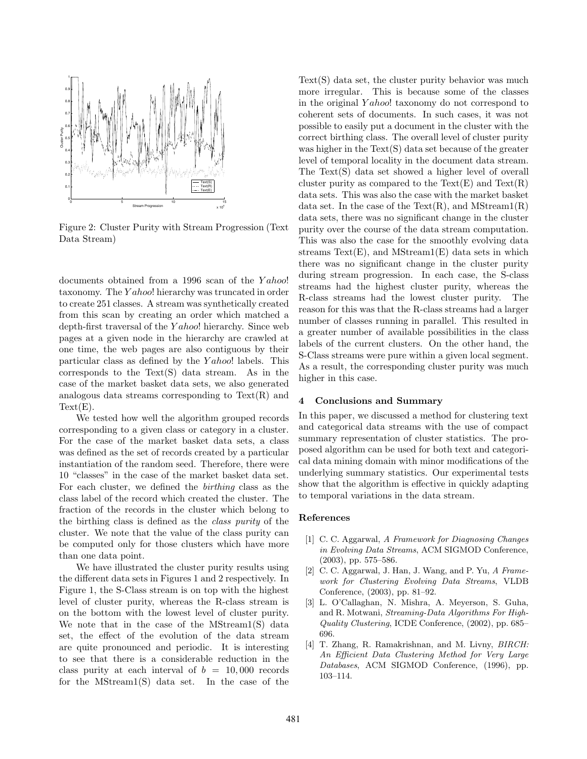1

0.9

0.8

0.7

0.6

0.5

0.4

0.3

0.2

0.1

0

Cluster Purity

0 5 10 15

Stream Progression

x $10^4$

Text(S)
Text(R)
Text(E)

Figure 2: Cluster Purity with Stream Progression (Text Data Stream)

documents obtained from a 1996 scan of the *Yahoo*! taxonomy. The *Yahoo*! hierarchy was truncated in order to create 251 classes. A stream was synthetically created from this scan by creating an order which matched a depth-first traversal of the *Yahoo*! hierarchy. Since web pages at a given node in the hierarchy are crawled at one time, the web pages are also contiguous by their particular class as defined by the *Yahoo*! labels. This corresponds to the Text(S) data stream. As in the case of the market basket data sets, we also generated analogous data streams corresponding to Text(R) and Text(E).

We tested how well the algorithm grouped records corresponding to a given class or category in a cluster. For the case of the market basket data sets, a class was defined as the set of records created by a particular instantiation of the random seed. Therefore, there were 10 "classes" in the case of the market basket data set. For each cluster, we defined the *birthing* class as the class label of the record which created the cluster. The fraction of the records in the cluster which belong to the birthing class is defined as the *class purity* of the cluster. We note that the value of the class purity can be computed only for those clusters which have more than one data point.

We have illustrated the cluster purity results using the different data sets in Figures 1 and 2 respectively. In Figure 1, the S-Class stream is on top with the highest level of cluster purity, whereas the R-class stream is on the bottom with the lowest level of cluster purity. We note that in the case of the MStream1(S) data set, the effect of the evolution of the data stream are quite pronounced and periodic. It is interesting to see that there is a considerable reduction in the class purity at each interval of $b = 10,000$ records for the MStream1(S) data set. In the case of the Text(S) data set, the cluster purity behavior was much more irregular. This is because some of the classes in the original *Yahoo*! taxonomy do not correspond to coherent sets of documents. In such cases, it was not possible to easily put a document in the cluster with the correct birthing class. The overall level of cluster purity was higher in the Text(S) data set because of the greater level of temporal locality in the document data stream. The Text(S) data set showed a higher level of overall cluster purity as compared to the Text(E) and Text(R) data sets. This was also the case with the market basket data set. In the case of the Text(R), and MStream1(R) data sets, there was no significant change in the cluster purity over the course of the data stream computation. This was also the case for the smoothly evolving data streams Text(E), and MStream1(E) data sets in which there was no significant change in the cluster purity during stream progression. In each case, the S-class streams had the highest cluster purity, whereas the R-class streams had the lowest cluster purity. The reason for this was that the R-class streams had a larger number of classes running in parallel. This resulted in a greater number of available possibilities in the class labels of the current clusters. On the other hand, the S-Class streams were pure within a given local segment. As a result, the corresponding cluster purity was much higher in this case.

## 4 Conclusions and Summary

In this paper, we discussed a method for clustering text and categorical data streams with the use of compact summary representation of cluster statistics. The proposed algorithm can be used for both text and categorical data mining domain with minor modifications of the underlying summary statistics. Our experimental tests show that the algorithm is effective in quickly adapting to temporal variations in the data stream.

## References

[1] C. C. Aggarwal, *A Framework for Diagnosing Changes in Evolving Data Streams*, ACM SIGMOD Conference, (2003), pp. 575–586.

[2] C. C. Aggarwal, J. Han, J. Wang, and P. Yu, *A Framework for Clustering Evolving Data Streams*, VLDB Conference, (2003), pp. 81–92.

[3] L. O'Callaghan, N. Mishra, A. Meyerson, S. Guha, and R. Motwani, *Streaming-Data Algorithms For High-Quality Clustering*, ICDE Conference, (2002), pp. 685–696.

[4] T. Zhang, R. Ramakrishnan, and M. Livny, *BIRCH: An Efficient Data Clustering Method for Very Large Databases*, ACM SIGMOD Conference, (1996), pp. 103–114.